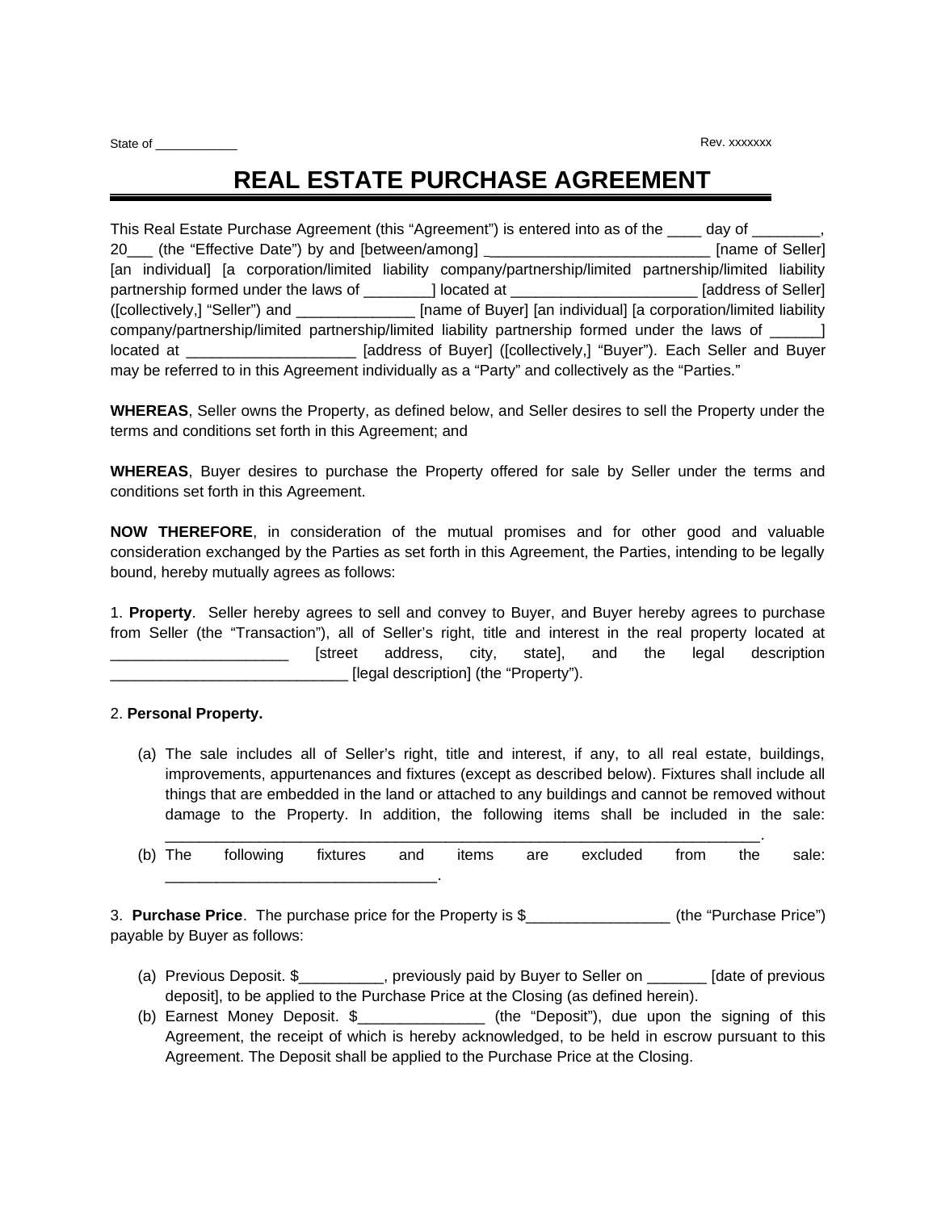State of ___________ Rev. xxxxxxx

# REAL ESTATE PURCHASE AGREEMENT

This Real Estate Purchase Agreement (this "Agreement") is entered into as of the ____ day of ________, 20___ (the "Effective Date") by and [between/among] __________________________ [name of Seller] [an individual] [a corporation/limited liability company/partnership/limited partnership/limited liability partnership formed under the laws of ________] located at ______________________ [address of Seller] ([collectively,] "Seller") and ______________ [name of Buyer] [an individual] [a corporation/limited liability company/partnership/limited partnership/limited liability partnership formed under the laws of ______] located at ____________________ [address of Buyer] ([collectively,] "Buyer"). Each Seller and Buyer may be referred to in this Agreement individually as a "Party" and collectively as the "Parties."

**WHEREAS**, Seller owns the Property, as defined below, and Seller desires to sell the Property under the terms and conditions set forth in this Agreement; and

**WHEREAS**, Buyer desires to purchase the Property offered for sale by Seller under the terms and conditions set forth in this Agreement.

**NOW THEREFORE**, in consideration of the mutual promises and for other good and valuable consideration exchanged by the Parties as set forth in this Agreement, the Parties, intending to be legally bound, hereby mutually agrees as follows:

1. **Property**. Seller hereby agrees to sell and convey to Buyer, and Buyer hereby agrees to purchase from Seller (the "Transaction"), all of Seller's right, title and interest in the real property located at _____________________ [street address, city, state], and the legal description ____________________________ [legal description] (the "Property").

2. **Personal Property.**

(a) The sale includes all of Seller's right, title and interest, if any, to all real estate, buildings, improvements, appurtenances and fixtures (except as described below). Fixtures shall include all things that are embedded in the land or attached to any buildings and cannot be removed without damage to the Property. In addition, the following items shall be included in the sale: ______________________________________________________________________.

(b) The following fixtures and items are excluded from the sale: ________________________________.

3. **Purchase Price**. The purchase price for the Property is $_________________ (the "Purchase Price") payable by Buyer as follows:

(a) Previous Deposit. $__________, previously paid by Buyer to Seller on _______ [date of previous deposit], to be applied to the Purchase Price at the Closing (as defined herein).

(b) Earnest Money Deposit. $_______________ (the "Deposit"), due upon the signing of this Agreement, the receipt of which is hereby acknowledged, to be held in escrow pursuant to this Agreement. The Deposit shall be applied to the Purchase Price at the Closing.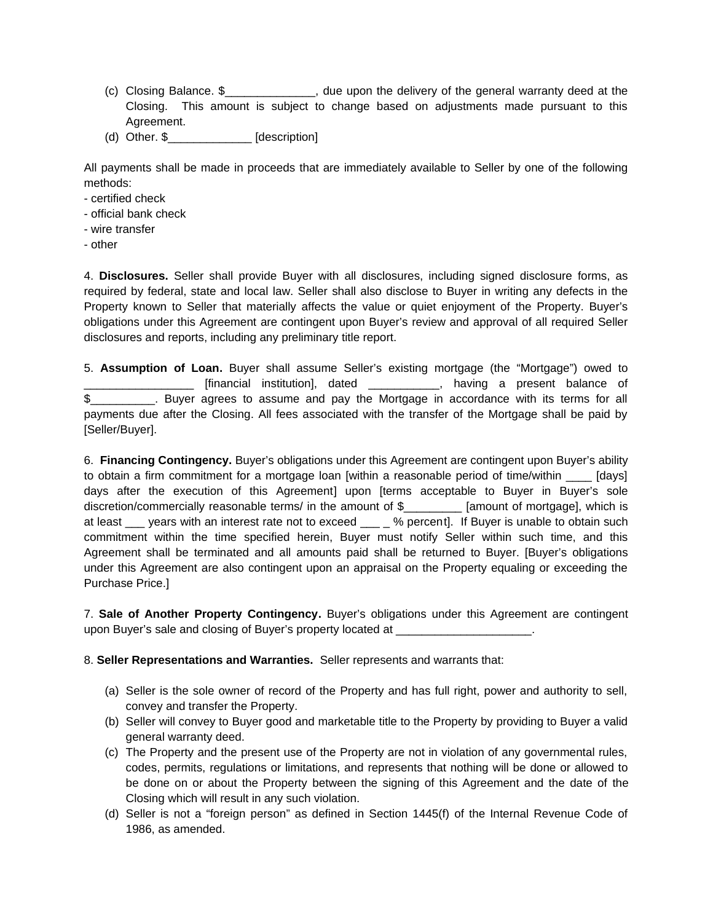(c) Closing Balance. $______________, due upon the delivery of the general warranty deed at the Closing. This amount is subject to change based on adjustments made pursuant to this Agreement.
(d) Other. $_____________ [description]

All payments shall be made in proceeds that are immediately available to Seller by one of the following methods:
- certified check
- official bank check
- wire transfer
- other

4. **Disclosures.** Seller shall provide Buyer with all disclosures, including signed disclosure forms, as required by federal, state and local law. Seller shall also disclose to Buyer in writing any defects in the Property known to Seller that materially affects the value or quiet enjoyment of the Property. Buyer's obligations under this Agreement are contingent upon Buyer's review and approval of all required Seller disclosures and reports, including any preliminary title report.

5. **Assumption of Loan.** Buyer shall assume Seller's existing mortgage (the "Mortgage") owed to _________________ [financial institution], dated ___________, having a present balance of $__________. Buyer agrees to assume and pay the Mortgage in accordance with its terms for all payments due after the Closing. All fees associated with the transfer of the Mortgage shall be paid by [Seller/Buyer].

6. **Financing Contingency.** Buyer's obligations under this Agreement are contingent upon Buyer's ability to obtain a firm commitment for a mortgage loan [within a reasonable period of time/within ____ [days] days after the execution of this Agreement] upon [terms acceptable to Buyer in Buyer's sole discretion/commercially reasonable terms/ in the amount of $_________ [amount of mortgage], which is at least ___ years with an interest rate not to exceed ___ _ % percent]. If Buyer is unable to obtain such commitment within the time specified herein, Buyer must notify Seller within such time, and this Agreement shall be terminated and all amounts paid shall be returned to Buyer. [Buyer's obligations under this Agreement are also contingent upon an appraisal on the Property equaling or exceeding the Purchase Price.]

7. **Sale of Another Property Contingency.** Buyer's obligations under this Agreement are contingent upon Buyer's sale and closing of Buyer's property located at _____________________.

8. **Seller Representations and Warranties.** Seller represents and warrants that:

(a) Seller is the sole owner of record of the Property and has full right, power and authority to sell, convey and transfer the Property.
(b) Seller will convey to Buyer good and marketable title to the Property by providing to Buyer a valid general warranty deed.
(c) The Property and the present use of the Property are not in violation of any governmental rules, codes, permits, regulations or limitations, and represents that nothing will be done or allowed to be done on or about the Property between the signing of this Agreement and the date of the Closing which will result in any such violation.
(d) Seller is not a "foreign person" as defined in Section 1445(f) of the Internal Revenue Code of 1986, as amended.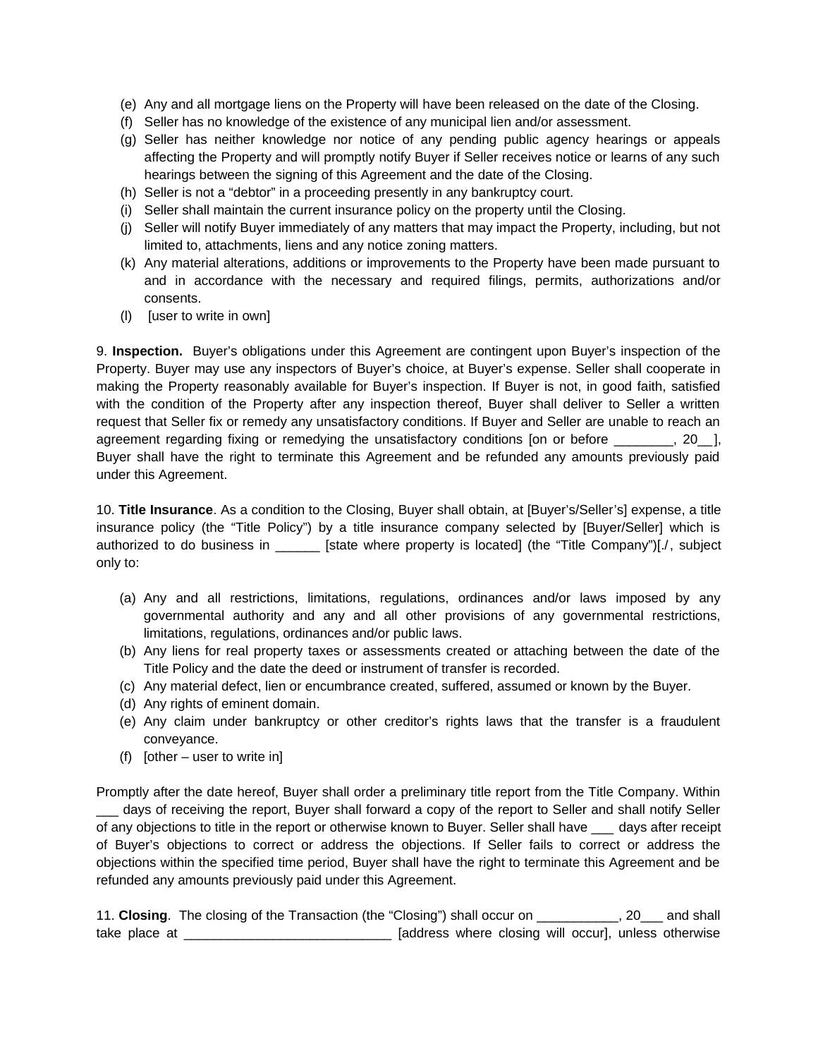(e) Any and all mortgage liens on the Property will have been released on the date of the Closing.
(f) Seller has no knowledge of the existence of any municipal lien and/or assessment.
(g) Seller has neither knowledge nor notice of any pending public agency hearings or appeals affecting the Property and will promptly notify Buyer if Seller receives notice or learns of any such hearings between the signing of this Agreement and the date of the Closing.
(h) Seller is not a "debtor" in a proceeding presently in any bankruptcy court.
(i) Seller shall maintain the current insurance policy on the property until the Closing.
(j) Seller will notify Buyer immediately of any matters that may impact the Property, including, but not limited to, attachments, liens and any notice zoning matters.
(k) Any material alterations, additions or improvements to the Property have been made pursuant to and in accordance with the necessary and required filings, permits, authorizations and/or consents.
(l) [user to write in own]

9. **Inspection.** Buyer's obligations under this Agreement are contingent upon Buyer's inspection of the Property. Buyer may use any inspectors of Buyer's choice, at Buyer's expense. Seller shall cooperate in making the Property reasonably available for Buyer's inspection. If Buyer is not, in good faith, satisfied with the condition of the Property after any inspection thereof, Buyer shall deliver to Seller a written request that Seller fix or remedy any unsatisfactory conditions. If Buyer and Seller are unable to reach an agreement regarding fixing or remedying the unsatisfactory conditions [on or before ________, 20__], Buyer shall have the right to terminate this Agreement and be refunded any amounts previously paid under this Agreement.

10. **Title Insurance**. As a condition to the Closing, Buyer shall obtain, at [Buyer's/Seller's] expense, a title insurance policy (the "Title Policy") by a title insurance company selected by [Buyer/Seller] which is authorized to do business in ______ [state where property is located] (the "Title Company")[./, subject only to:

(a) Any and all restrictions, limitations, regulations, ordinances and/or laws imposed by any governmental authority and any and all other provisions of any governmental restrictions, limitations, regulations, ordinances and/or public laws.
(b) Any liens for real property taxes or assessments created or attaching between the date of the Title Policy and the date the deed or instrument of transfer is recorded.
(c) Any material defect, lien or encumbrance created, suffered, assumed or known by the Buyer.
(d) Any rights of eminent domain.
(e) Any claim under bankruptcy or other creditor's rights laws that the transfer is a fraudulent conveyance.
(f) [other – user to write in]

Promptly after the date hereof, Buyer shall order a preliminary title report from the Title Company. Within ___ days of receiving the report, Buyer shall forward a copy of the report to Seller and shall notify Seller of any objections to title in the report or otherwise known to Buyer. Seller shall have ___ days after receipt of Buyer's objections to correct or address the objections. If Seller fails to correct or address the objections within the specified time period, Buyer shall have the right to terminate this Agreement and be refunded any amounts previously paid under this Agreement.

11. **Closing**. The closing of the Transaction (the "Closing") shall occur on ___________, 20___ and shall take place at ____________________________ [address where closing will occur], unless otherwise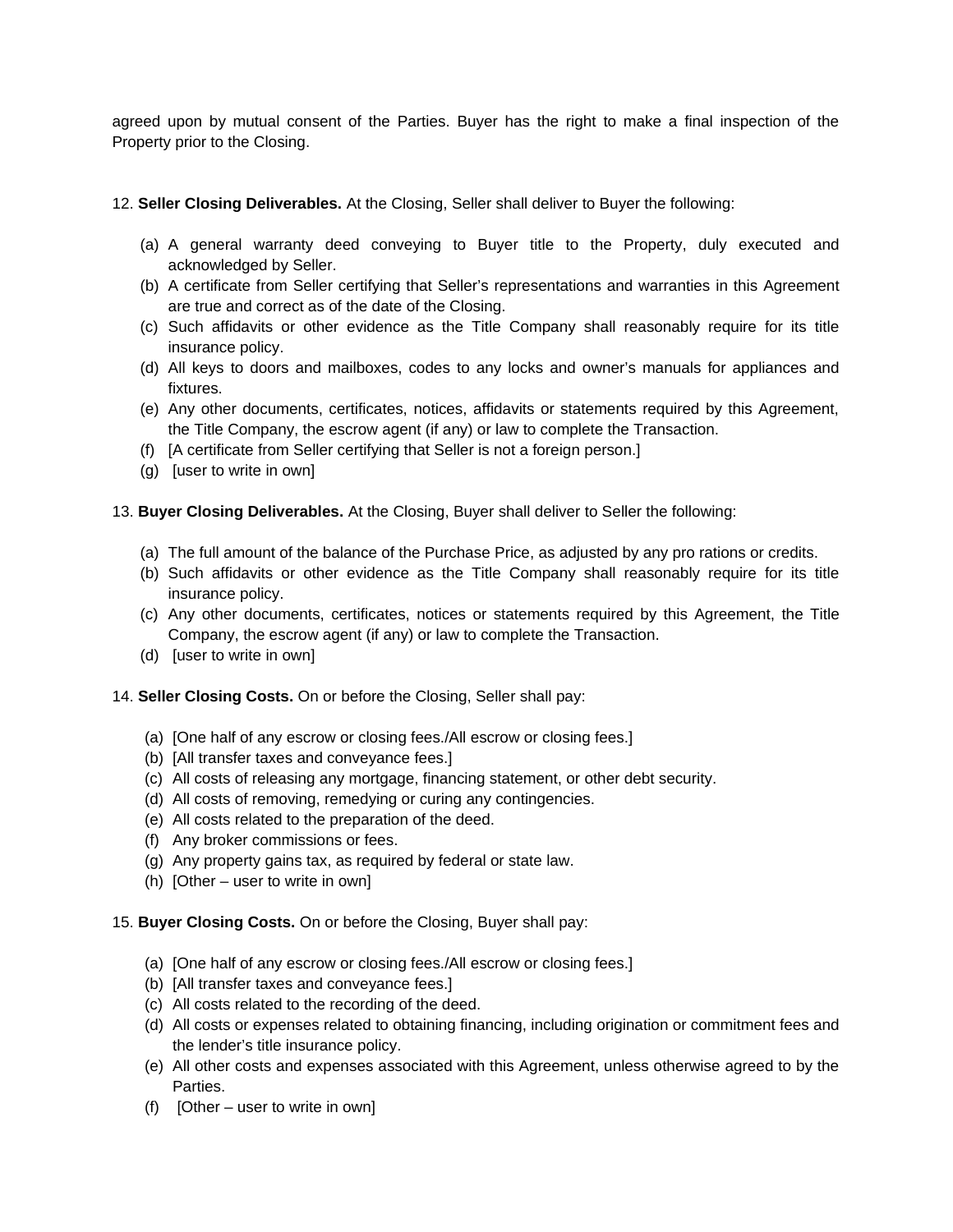agreed upon by mutual consent of the Parties. Buyer has the right to make a final inspection of the Property prior to the Closing.

12. **Seller Closing Deliverables.** At the Closing, Seller shall deliver to Buyer the following:

   (a) A general warranty deed conveying to Buyer title to the Property, duly executed and acknowledged by Seller.
   (b) A certificate from Seller certifying that Seller's representations and warranties in this Agreement are true and correct as of the date of the Closing.
   (c) Such affidavits or other evidence as the Title Company shall reasonably require for its title insurance policy.
   (d) All keys to doors and mailboxes, codes to any locks and owner's manuals for appliances and fixtures.
   (e) Any other documents, certificates, notices, affidavits or statements required by this Agreement, the Title Company, the escrow agent (if any) or law to complete the Transaction.
   (f) [A certificate from Seller certifying that Seller is not a foreign person.]
   (g) [user to write in own]

13. **Buyer Closing Deliverables.** At the Closing, Buyer shall deliver to Seller the following:

   (a) The full amount of the balance of the Purchase Price, as adjusted by any pro rations or credits.
   (b) Such affidavits or other evidence as the Title Company shall reasonably require for its title insurance policy.
   (c) Any other documents, certificates, notices or statements required by this Agreement, the Title Company, the escrow agent (if any) or law to complete the Transaction.
   (d) [user to write in own]

14. **Seller Closing Costs.** On or before the Closing, Seller shall pay:

   (a) [One half of any escrow or closing fees./All escrow or closing fees.]
   (b) [All transfer taxes and conveyance fees.]
   (c) All costs of releasing any mortgage, financing statement, or other debt security.
   (d) All costs of removing, remedying or curing any contingencies.
   (e) All costs related to the preparation of the deed.
   (f) Any broker commissions or fees.
   (g) Any property gains tax, as required by federal or state law.
   (h) [Other – user to write in own]

15. **Buyer Closing Costs.** On or before the Closing, Buyer shall pay:

   (a) [One half of any escrow or closing fees./All escrow or closing fees.]
   (b) [All transfer taxes and conveyance fees.]
   (c) All costs related to the recording of the deed.
   (d) All costs or expenses related to obtaining financing, including origination or commitment fees and the lender's title insurance policy.
   (e) All other costs and expenses associated with this Agreement, unless otherwise agreed to by the Parties.
   (f) [Other – user to write in own]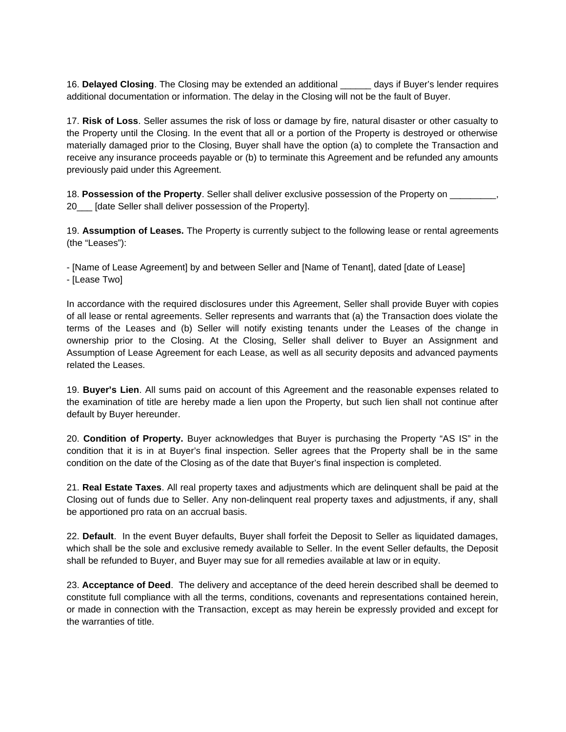16. **Delayed Closing**. The Closing may be extended an additional ______ days if Buyer's lender requires additional documentation or information. The delay in the Closing will not be the fault of Buyer.

17. **Risk of Loss**. Seller assumes the risk of loss or damage by fire, natural disaster or other casualty to the Property until the Closing. In the event that all or a portion of the Property is destroyed or otherwise materially damaged prior to the Closing, Buyer shall have the option (a) to complete the Transaction and receive any insurance proceeds payable or (b) to terminate this Agreement and be refunded any amounts previously paid under this Agreement.

18. **Possession of the Property**. Seller shall deliver exclusive possession of the Property on _________, 20___ [date Seller shall deliver possession of the Property].

19. **Assumption of Leases.** The Property is currently subject to the following lease or rental agreements (the "Leases"):

- [Name of Lease Agreement] by and between Seller and [Name of Tenant], dated [date of Lease]
- [Lease Two]

In accordance with the required disclosures under this Agreement, Seller shall provide Buyer with copies of all lease or rental agreements. Seller represents and warrants that (a) the Transaction does violate the terms of the Leases and (b) Seller will notify existing tenants under the Leases of the change in ownership prior to the Closing. At the Closing, Seller shall deliver to Buyer an Assignment and Assumption of Lease Agreement for each Lease, as well as all security deposits and advanced payments related the Leases.

19. **Buyer's Lien**. All sums paid on account of this Agreement and the reasonable expenses related to the examination of title are hereby made a lien upon the Property, but such lien shall not continue after default by Buyer hereunder.

20. **Condition of Property.** Buyer acknowledges that Buyer is purchasing the Property "AS IS" in the condition that it is in at Buyer's final inspection. Seller agrees that the Property shall be in the same condition on the date of the Closing as of the date that Buyer's final inspection is completed.

21. **Real Estate Taxes**. All real property taxes and adjustments which are delinquent shall be paid at the Closing out of funds due to Seller. Any non-delinquent real property taxes and adjustments, if any, shall be apportioned pro rata on an accrual basis.

22. **Default**. In the event Buyer defaults, Buyer shall forfeit the Deposit to Seller as liquidated damages, which shall be the sole and exclusive remedy available to Seller. In the event Seller defaults, the Deposit shall be refunded to Buyer, and Buyer may sue for all remedies available at law or in equity.

23. **Acceptance of Deed**. The delivery and acceptance of the deed herein described shall be deemed to constitute full compliance with all the terms, conditions, covenants and representations contained herein, or made in connection with the Transaction, except as may herein be expressly provided and except for the warranties of title.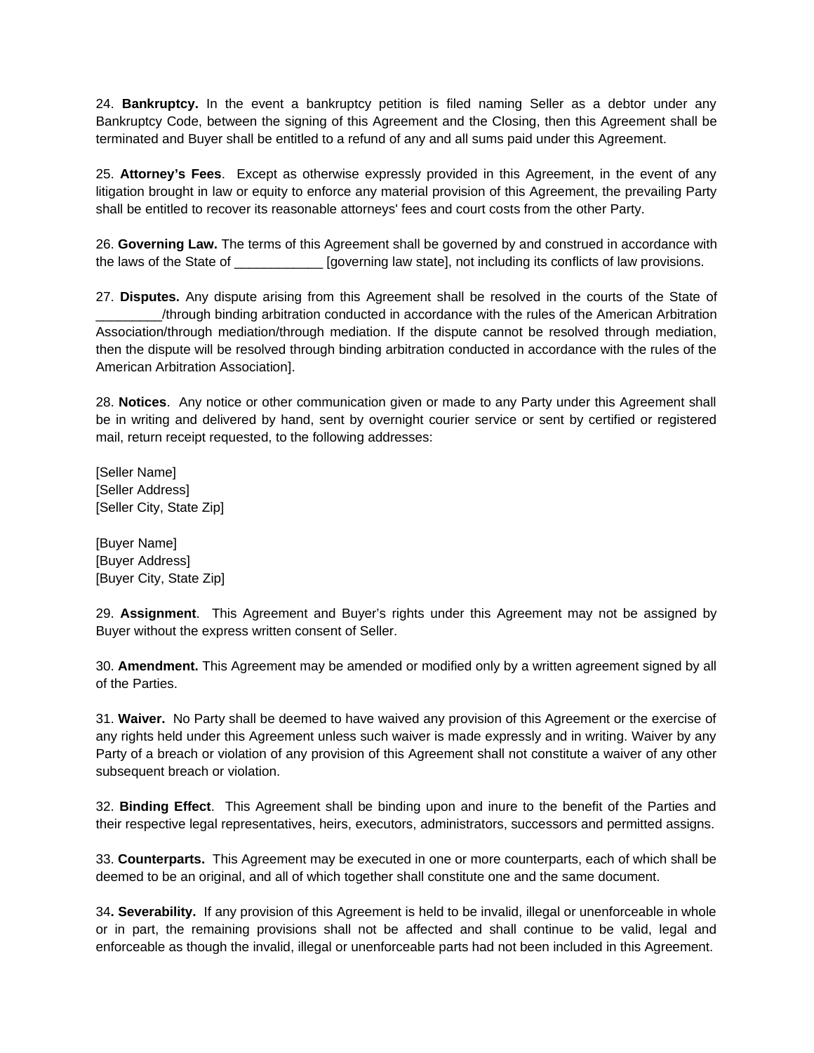24. **Bankruptcy.** In the event a bankruptcy petition is filed naming Seller as a debtor under any Bankruptcy Code, between the signing of this Agreement and the Closing, then this Agreement shall be terminated and Buyer shall be entitled to a refund of any and all sums paid under this Agreement.

25. **Attorney's Fees**. Except as otherwise expressly provided in this Agreement, in the event of any litigation brought in law or equity to enforce any material provision of this Agreement, the prevailing Party shall be entitled to recover its reasonable attorneys' fees and court costs from the other Party.

26. **Governing Law.** The terms of this Agreement shall be governed by and construed in accordance with the laws of the State of ____________ [governing law state], not including its conflicts of law provisions.

27. **Disputes.** Any dispute arising from this Agreement shall be resolved in the courts of the State of _________/through binding arbitration conducted in accordance with the rules of the American Arbitration Association/through mediation/through mediation. If the dispute cannot be resolved through mediation, then the dispute will be resolved through binding arbitration conducted in accordance with the rules of the American Arbitration Association].

28. **Notices**. Any notice or other communication given or made to any Party under this Agreement shall be in writing and delivered by hand, sent by overnight courier service or sent by certified or registered mail, return receipt requested, to the following addresses:

[Seller Name]
[Seller Address]
[Seller City, State Zip]

[Buyer Name]
[Buyer Address]
[Buyer City, State Zip]

29. **Assignment**. This Agreement and Buyer's rights under this Agreement may not be assigned by Buyer without the express written consent of Seller.

30. **Amendment.** This Agreement may be amended or modified only by a written agreement signed by all of the Parties.

31. **Waiver.** No Party shall be deemed to have waived any provision of this Agreement or the exercise of any rights held under this Agreement unless such waiver is made expressly and in writing. Waiver by any Party of a breach or violation of any provision of this Agreement shall not constitute a waiver of any other subsequent breach or violation.

32. **Binding Effect**. This Agreement shall be binding upon and inure to the benefit of the Parties and their respective legal representatives, heirs, executors, administrators, successors and permitted assigns.

33. **Counterparts.** This Agreement may be executed in one or more counterparts, each of which shall be deemed to be an original, and all of which together shall constitute one and the same document.

34**. Severability.** If any provision of this Agreement is held to be invalid, illegal or unenforceable in whole or in part, the remaining provisions shall not be affected and shall continue to be valid, legal and enforceable as though the invalid, illegal or unenforceable parts had not been included in this Agreement.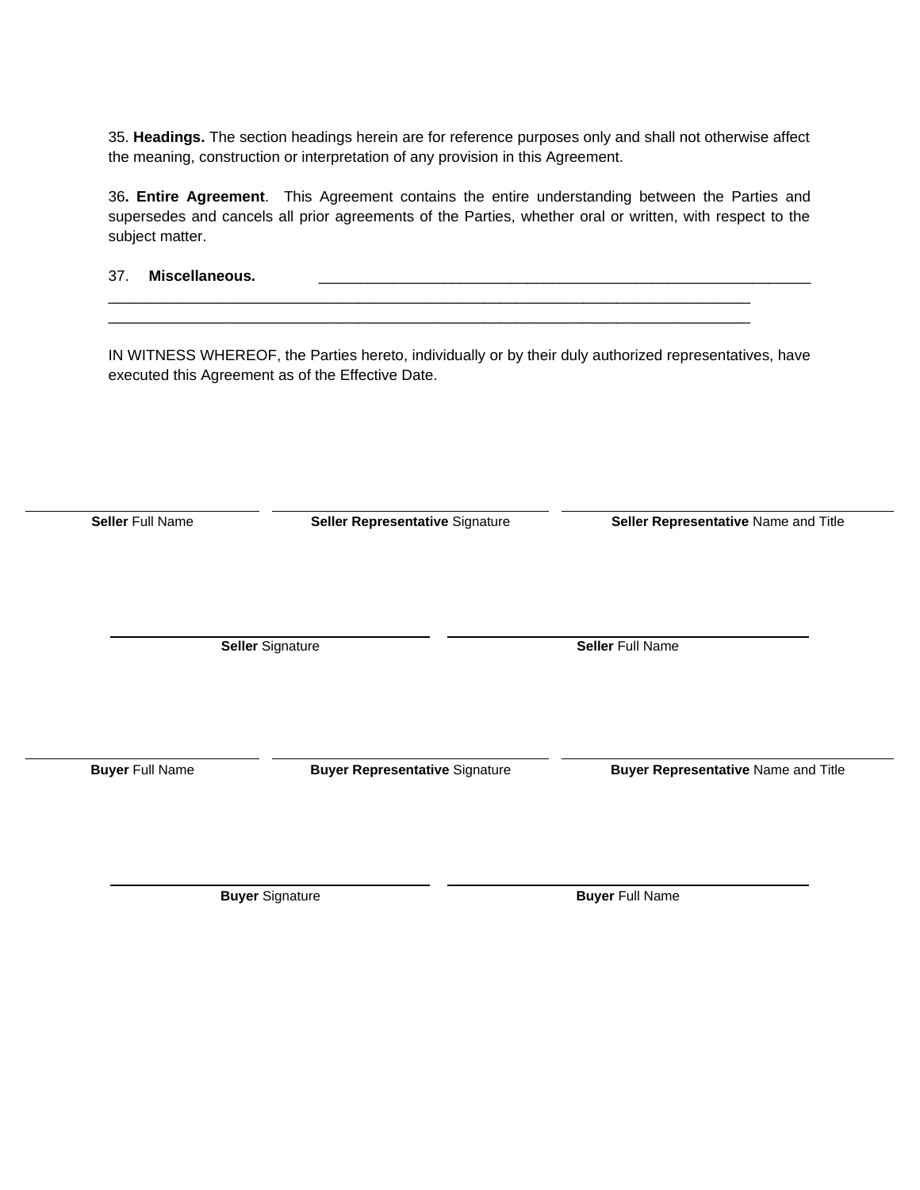35. **Headings.** The section headings herein are for reference purposes only and shall not otherwise affect the meaning, construction or interpretation of any provision in this Agreement.

36**. Entire Agreement**. This Agreement contains the entire understanding between the Parties and supersedes and cancels all prior agreements of the Parties, whether oral or written, with respect to the subject matter.

37. **Miscellaneous.** ____________________________________________________________
_________________________________________________________________________________
_________________________________________________________________________________

IN WITNESS WHEREOF, the Parties hereto, individually or by their duly authorized representatives, have executed this Agreement as of the Effective Date.

| ____________________ | ____________________ | ____________________ |
|---|---|---|
| **Seller** Full Name | **Seller Representative** Signature | **Seller Representative** Name and Title |

| ____________________ | ____________________ |
|---|---|
| **Seller** Signature | **Seller** Full Name |

| ____________________ | ____________________ | ____________________ |
|---|---|---|
| **Buyer** Full Name | **Buyer Representative** Signature | **Buyer Representative** Name and Title |

| ____________________ | ____________________ |
|---|---|
| **Buyer** Signature | **Buyer** Full Name |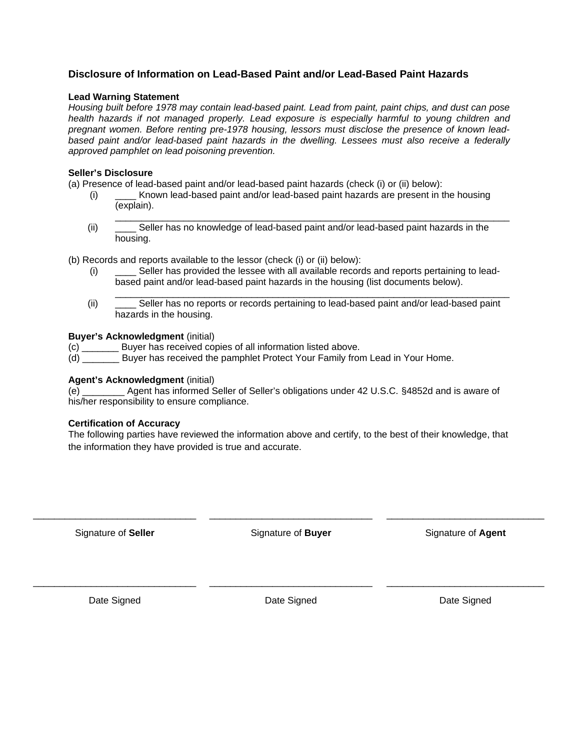## Disclosure of Information on Lead-Based Paint and/or Lead-Based Paint Hazards

**Lead Warning Statement**

*Housing built before 1978 may contain lead-based paint. Lead from paint, paint chips, and dust can pose health hazards if not managed properly. Lead exposure is especially harmful to young children and pregnant women. Before renting pre-1978 housing, lessors must disclose the presence of known lead-based paint and/or lead-based paint hazards in the dwelling. Lessees must also receive a federally approved pamphlet on lead poisoning prevention.*

**Seller's Disclosure**

(a) Presence of lead-based paint and/or lead-based paint hazards (check (i) or (ii) below):

(i) ____ Known lead-based paint and/or lead-based paint hazards are present in the housing (explain).

_______________________________________________________________________________

(ii) ____ Seller has no knowledge of lead-based paint and/or lead-based paint hazards in the housing.

(b) Records and reports available to the lessor (check (i) or (ii) below):

(i) ____ Seller has provided the lessee with all available records and reports pertaining to lead-based paint and/or lead-based paint hazards in the housing (list documents below).

_______________________________________________________________________________

(ii) ____ Seller has no reports or records pertaining to lead-based paint and/or lead-based paint hazards in the housing.

**Buyer's Acknowledgment** (initial)

(c) _______ Buyer has received copies of all information listed above.

(d) _______ Buyer has received the pamphlet Protect Your Family from Lead in Your Home.

**Agent's Acknowledgment** (initial)

(e) ________ Agent has informed Seller of Seller's obligations under 42 U.S.C. §4852d and is aware of his/her responsibility to ensure compliance.

**Certification of Accuracy**

The following parties have reviewed the information above and certify, to the best of their knowledge, that the information they have provided is true and accurate.

| | | |
|---|---|---|
| ______________________________ | ______________________________ | ______________________________ |
| Signature of **Seller** | Signature of **Buyer** | Signature of **Agent** |
| ______________________________ | ______________________________ | ______________________________ |
| Date Signed | Date Signed | Date Signed |